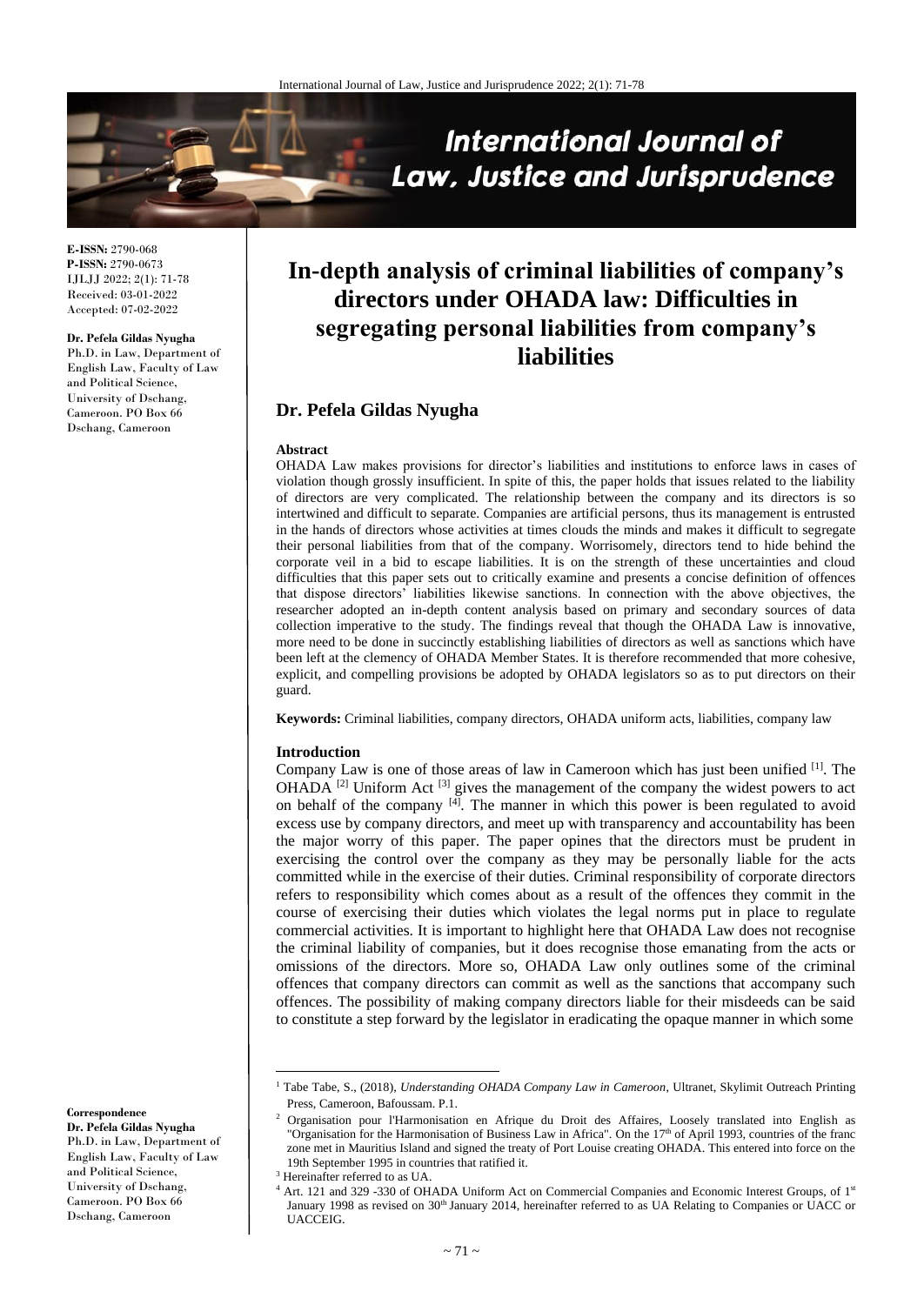# In-depth analysis of criminal liabilities of company's directors under OHADA law: Difficulties in segregating personal liabilities from company's liabilities

**Dr. Pefela Gildas Nyugha**

**E-ISSN:** 2790-068
**P-ISSN:** 2790-0673
IJLJJ 2022; 2(1): 71-78
Received: 03-01-2022
Accepted: 07-02-2022

**Dr. Pefela Gildas Nyugha**
Ph.D. in Law, Department of English Law, Faculty of Law and Political Science, University of Dschang, Cameroon. PO Box 66 Dschang, Cameroon

**Correspondence**
**Dr. Pefela Gildas Nyugha**
Ph.D. in Law, Department of English Law, Faculty of Law and Political Science, University of Dschang, Cameroon. PO Box 66 Dschang, Cameroon

#### Abstract

OHADA Law makes provisions for director's liabilities and institutions to enforce laws in cases of violation though grossly insufficient. In spite of this, the paper holds that issues related to the liability of directors are very complicated. The relationship between the company and its directors is so intertwined and difficult to separate. Companies are artificial persons, thus its management is entrusted in the hands of directors whose activities at times clouds the minds and makes it difficult to segregate their personal liabilities from that of the company. Worrisomely, directors tend to hide behind the corporate veil in a bid to escape liabilities. It is on the strength of these uncertainties and cloud difficulties that this paper sets out to critically examine and presents a concise definition of offences that dispose directors' liabilities likewise sanctions. In connection with the above objectives, the researcher adopted an in-depth content analysis based on primary and secondary sources of data collection imperative to the study. The findings reveal that though the OHADA Law is innovative, more need to be done in succinctly establishing liabilities of directors as well as sanctions which have been left at the clemency of OHADA Member States. It is therefore recommended that more cohesive, explicit, and compelling provisions be adopted by OHADA legislators so as to put directors on their guard.

**Keywords:** Criminal liabilities, company directors, OHADA uniform acts, liabilities, company law

## Introduction

Company Law is one of those areas of law in Cameroon which has just been unified [1]. The OHADA [2] Uniform Act [3] gives the management of the company the widest powers to act on behalf of the company [4]. The manner in which this power is been regulated to avoid excess use by company directors, and meet up with transparency and accountability has been the major worry of this paper. The paper opines that the directors must be prudent in exercising the control over the company as they may be personally liable for the acts committed while in the exercise of their duties. Criminal responsibility of corporate directors refers to responsibility which comes about as a result of the offences they commit in the course of exercising their duties which violates the legal norms put in place to regulate commercial activities. It is important to highlight here that OHADA Law does not recognise the criminal liability of companies, but it does recognise those emanating from the acts or omissions of the directors. More so, OHADA Law only outlines some of the criminal offences that company directors can commit as well as the sanctions that accompany such offences. The possibility of making company directors liable for their misdeeds can be said to constitute a step forward by the legislator in eradicating the opaque manner in which some

---

[1] Tabe Tabe, S., (2018), *Understanding OHADA Company Law in Cameroon*, Ultranet, Skylimit Outreach Printing Press, Cameroon, Bafoussam. P.1.

[2] Organisation pour l'Harmonisation en Afrique du Droit des Affaires, Loosely translated into English as "Organisation for the Harmonisation of Business Law in Africa". On the 17th of April 1993, countries of the franc zone met in Mauritius Island and signed the treaty of Port Louise creating OHADA. This entered into force on the 19th September 1995 in countries that ratified it.

[3] Hereinafter referred to as UA.

[4] Art. 121 and 329 -330 of OHADA Uniform Act on Commercial Companies and Economic Interest Groups, of 1st January 1998 as revised on 30th January 2014, hereinafter referred to as UA Relating to Companies or UACC or UACCEIG.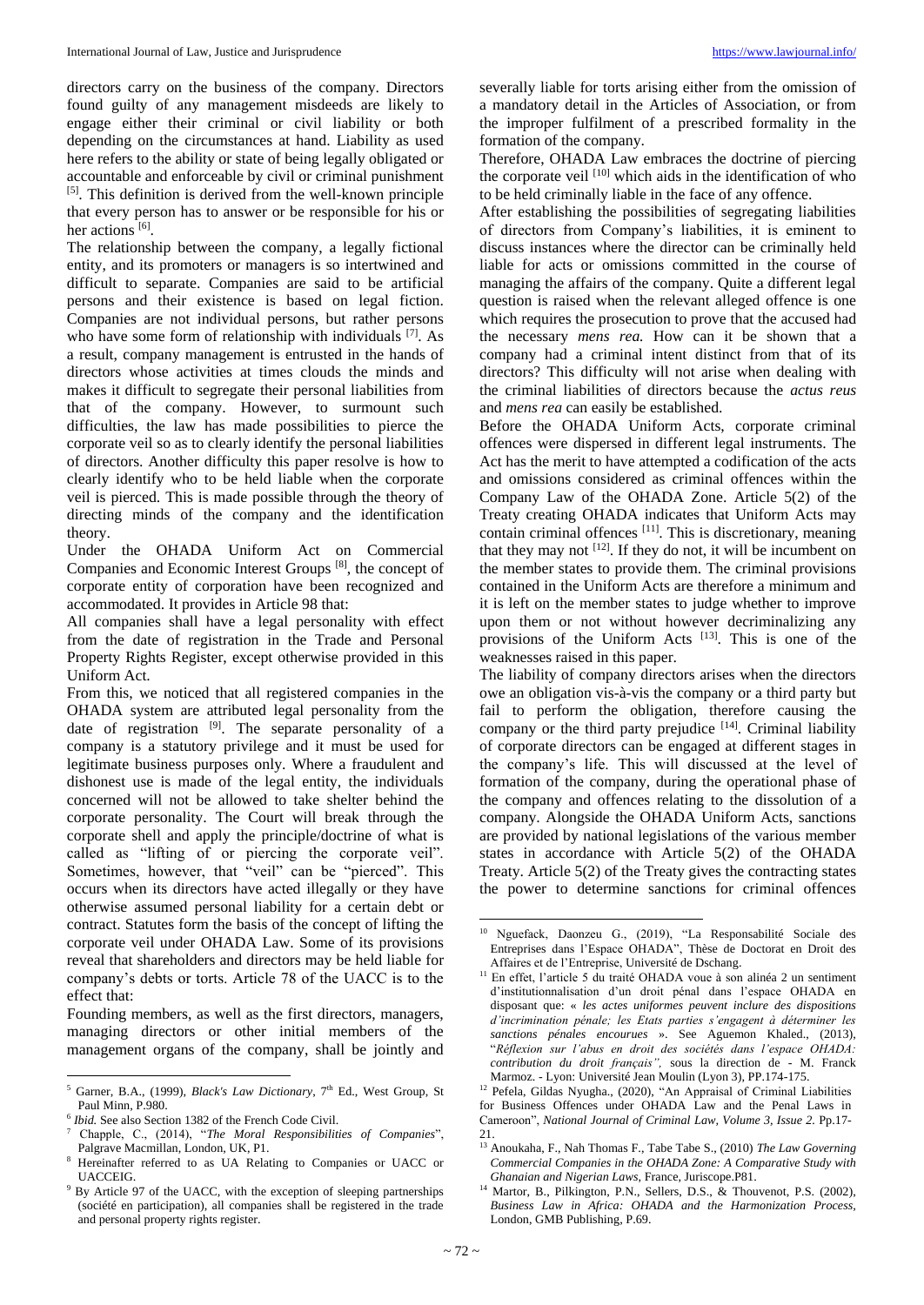directors carry on the business of the company. Directors found guilty of any management misdeeds are likely to engage either their criminal or civil liability or both depending on the circumstances at hand. Liability as used here refers to the ability or state of being legally obligated or accountable and enforceable by civil or criminal punishment [5]. This definition is derived from the well-known principle that every person has to answer or be responsible for his or her actions [6].

The relationship between the company, a legally fictional entity, and its promoters or managers is so intertwined and difficult to separate. Companies are said to be artificial persons and their existence is based on legal fiction. Companies are not individual persons, but rather persons who have some form of relationship with individuals [7]. As a result, company management is entrusted in the hands of directors whose activities at times clouds the minds and makes it difficult to segregate their personal liabilities from that of the company. However, to surmount such difficulties, the law has made possibilities to pierce the corporate veil so as to clearly identify the personal liabilities of directors. Another difficulty this paper resolve is how to clearly identify who to be held liable when the corporate veil is pierced. This is made possible through the theory of directing minds of the company and the identification theory.

Under the OHADA Uniform Act on Commercial Companies and Economic Interest Groups [8], the concept of corporate entity of corporation have been recognized and accommodated. It provides in Article 98 that:

All companies shall have a legal personality with effect from the date of registration in the Trade and Personal Property Rights Register, except otherwise provided in this Uniform Act.

From this, we noticed that all registered companies in the OHADA system are attributed legal personality from the date of registration [9]. The separate personality of a company is a statutory privilege and it must be used for legitimate business purposes only. Where a fraudulent and dishonest use is made of the legal entity, the individuals concerned will not be allowed to take shelter behind the corporate personality. The Court will break through the corporate shell and apply the principle/doctrine of what is called as "lifting of or piercing the corporate veil". Sometimes, however, that "veil" can be "pierced". This occurs when its directors have acted illegally or they have otherwise assumed personal liability for a certain debt or contract. Statutes form the basis of the concept of lifting the corporate veil under OHADA Law. Some of its provisions reveal that shareholders and directors may be held liable for company's debts or torts. Article 78 of the UACC is to the effect that:

Founding members, as well as the first directors, managers, managing directors or other initial members of the management organs of the company, shall be jointly and severally liable for torts arising either from the omission of a mandatory detail in the Articles of Association, or from the improper fulfilment of a prescribed formality in the formation of the company.

Therefore, OHADA Law embraces the doctrine of piercing the corporate veil [10] which aids in the identification of who to be held criminally liable in the face of any offence.

After establishing the possibilities of segregating liabilities of directors from Company's liabilities, it is eminent to discuss instances where the director can be criminally held liable for acts or omissions committed in the course of managing the affairs of the company. Quite a different legal question is raised when the relevant alleged offence is one which requires the prosecution to prove that the accused had the necessary *mens rea.* How can it be shown that a company had a criminal intent distinct from that of its directors? This difficulty will not arise when dealing with the criminal liabilities of directors because the *actus reus* and *mens rea* can easily be established.

Before the OHADA Uniform Acts, corporate criminal offences were dispersed in different legal instruments. The Act has the merit to have attempted a codification of the acts and omissions considered as criminal offences within the Company Law of the OHADA Zone. Article 5(2) of the Treaty creating OHADA indicates that Uniform Acts may contain criminal offences [11]. This is discretionary, meaning that they may not [12]. If they do not, it will be incumbent on the member states to provide them. The criminal provisions contained in the Uniform Acts are therefore a minimum and it is left on the member states to judge whether to improve upon them or not without however decriminalizing any provisions of the Uniform Acts [13]. This is one of the weaknesses raised in this paper.

The liability of company directors arises when the directors owe an obligation vis-à-vis the company or a third party but fail to perform the obligation, therefore causing the company or the third party prejudice [14]. Criminal liability of corporate directors can be engaged at different stages in the company's life. This will discussed at the level of formation of the company, during the operational phase of the company and offences relating to the dissolution of a company. Alongside the OHADA Uniform Acts, sanctions are provided by national legislations of the various member states in accordance with Article 5(2) of the OHADA Treaty. Article 5(2) of the Treaty gives the contracting states the power to determine sanctions for criminal offences

---

[5] Garner, B.A., (1999), *Black's Law Dictionary*, 7th Ed., West Group, St Paul Minn, P.980.

[6] *Ibid.* See also Section 1382 of the French Code Civil.

[7] Chapple, C., (2014), "*The Moral Responsibilities of Companies*", Palgrave Macmillan, London, UK, P1.

[8] Hereinafter referred to as UA Relating to Companies or UACC or UACCEIG.

[9] By Article 97 of the UACC, with the exception of sleeping partnerships (société en participation), all companies shall be registered in the trade and personal property rights register.

[10] Nguefack, Daonzeu G., (2019), "La Responsabilité Sociale des Entreprises dans l'Espace OHADA", Thèse de Doctorat en Droit des Affaires et de l'Entreprise, Université de Dschang.

[11] En effet, l'article 5 du traité OHADA voue à son alinéa 2 un sentiment d'institutionnalisation d'un droit pénal dans l'espace OHADA en disposant que: « *les actes uniformes peuvent inclure des dispositions d'incrimination pénale; les Etats parties s'engagent à déterminer les sanctions pénales encourues* ». See Aguemon Khaled., (2013), "*Réflexion sur l'abus en droit des sociétés dans l'espace OHADA: contribution du droit français",* sous la direction de - M. Franck Marmoz. - Lyon: Université Jean Moulin (Lyon 3), PP.174-175.

[12] Pefela, Gildas Nyugha., (2020), "An Appraisal of Criminal Liabilities for Business Offences under OHADA Law and the Penal Laws in Cameroon", *National Journal of Criminal Law, Volume 3, Issue 2.* Pp.17-21.

[13] Anoukaha, F., Nah Thomas F., Tabe Tabe S., (2010) *The Law Governing Commercial Companies in the OHADA Zone: A Comparative Study with Ghanaian and Nigerian Laws*, France, Juriscope.P81.

[14] Martor, B., Pilkington, P.N., Sellers, D.S., & Thouvenot, P.S. (2002), *Business Law in Africa: OHADA and the Harmonization Process*, London, GMB Publishing, P.69.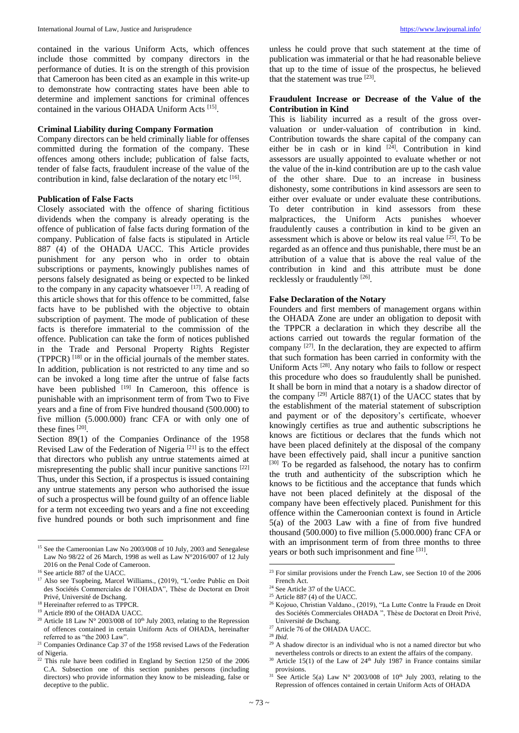contained in the various Uniform Acts, which offences include those committed by company directors in the performance of duties. It is on the strength of this provision that Cameroon has been cited as an example in this write-up to demonstrate how contracting states have been able to determine and implement sanctions for criminal offences contained in the various OHADA Uniform Acts [15].

### Criminal Liability during Company Formation

Company directors can be held criminally liable for offenses committed during the formation of the company. These offences among others include; publication of false facts, tender of false facts, fraudulent increase of the value of the contribution in kind, false declaration of the notary etc [16].

### Publication of False Facts

Closely associated with the offence of sharing fictitious dividends when the company is already operating is the offence of publication of false facts during formation of the company. Publication of false facts is stipulated in Article 887 (4) of the OHADA UACC. This Article provides punishment for any person who in order to obtain subscriptions or payments, knowingly publishes names of persons falsely designated as being or expected to be linked to the company in any capacity whatsoever [17]. A reading of this article shows that for this offence to be committed, false facts have to be published with the objective to obtain subscription of payment. The mode of publication of these facts is therefore immaterial to the commission of the offence. Publication can take the form of notices published in the Trade and Personal Property Rights Register (TPPCR) [18] or in the official journals of the member states. In addition, publication is not restricted to any time and so can be invoked a long time after the untrue of false facts have been published [19] In Cameroon, this offence is punishable with an imprisonment term of from Two to Five years and a fine of from Five hundred thousand (500.000) to five million (5.000.000) franc CFA or with only one of these fines [20].

Section 89(1) of the Companies Ordinance of the 1958 Revised Law of the Federation of Nigeria [21] is to the effect that directors who publish any untrue statements aimed at misrepresenting the public shall incur punitive sanctions [22] Thus, under this Section, if a prospectus is issued containing any untrue statements any person who authorised the issue of such a prospectus will be found guilty of an offence liable for a term not exceeding two years and a fine not exceeding five hundred pounds or both such imprisonment and fine unless he could prove that such statement at the time of publication was immaterial or that he had reasonable believe that up to the time of issue of the prospectus, he believed that the statement was true [23].

### Fraudulent Increase or Decrease of the Value of the Contribution in Kind

This is liability incurred as a result of the gross over-valuation or under-valuation of contribution in kind. Contribution towards the share capital of the company can either be in cash or in kind [24]. Contribution in kind assessors are usually appointed to evaluate whether or not the value of the in-kind contribution are up to the cash value of the other share. Due to an increase in business dishonesty, some contributions in kind assessors are seen to either over evaluate or under evaluate these contributions. To deter contribution in kind assessors from these malpractices, the Uniform Acts punishes whoever fraudulently causes a contribution in kind to be given an assessment which is above or below its real value [25]. To be regarded as an offence and thus punishable, there must be an attribution of a value that is above the real value of the contribution in kind and this attribute must be done recklessly or fraudulently [26].

### False Declaration of the Notary

Founders and first members of management organs within the OHADA Zone are under an obligation to deposit with the TPPCR a declaration in which they describe all the actions carried out towards the regular formation of the company [27]. In the declaration, they are expected to affirm that such formation has been carried in conformity with the Uniform Acts [28]. Any notary who fails to follow or respect this procedure who does so fraudulently shall be punished. It shall be born in mind that a notary is a shadow director of the company [29] Article 887(1) of the UACC states that by the establishment of the material statement of subscription and payment or of the depository's certificate, whoever knowingly certifies as true and authentic subscriptions he knows are fictitious or declares that the funds which not have been placed definitely at the disposal of the company have been effectively paid, shall incur a punitive sanction [30] To be regarded as falsehood, the notary has to confirm the truth and authenticity of the subscription which he knows to be fictitious and the acceptance that funds which have not been placed definitely at the disposal of the company have been effectively placed. Punishment for this offence within the Cameroonian context is found in Article 5(a) of the 2003 Law with a fine of from five hundred thousand (500.000) to five million (5.000.000) franc CFA or with an imprisonment term of from three months to three years or both such imprisonment and fine [31].

---

[15] See the Cameroonian Law No 2003/008 of 10 July, 2003 and Senegalese Law No 98/22 of 26 March, 1998 as well as Law N°2016/007 of 12 July 2016 on the Penal Code of Cameroon.

[16] See article 887 of the UACC.

[17] Also see Tsopbeing, Marcel Williams., (2019), "L'ordre Public en Doit des Sociétés Commerciales de l'OHADA", Thèse de Doctorat en Droit Privé, Université de Dschang.

[18] Hereinafter referred to as TPPCR.

[19] Article 890 of the OHADA UACC.

[20] Article 18 Law N° 2003/008 of 10th July 2003, relating to the Repression of offences contained in certain Uniform Acts of OHADA, hereinafter referred to as "the 2003 Law".

[21] Companies Ordinance Cap 37 of the 1958 revised Laws of the Federation of Nigeria.

[22] This rule have been codified in England by Section 1250 of the 2006 C.A. Subsection one of this section punishes persons (including directors) who provide information they know to be misleading, false or deceptive to the public.

[23] For similar provisions under the French Law, see Section 10 of the 2006 French Act.

[24] See Article 37 of the UACC.

[25] Article 887 (4) of the UACC.

[26] Kojouo, Christian Valdano., (2019), "La Lutte Contre la Fraude en Droit des Sociétés Commerciales OHADA ", Thèse de Doctorat en Droit Privé, Université de Dschang.

[27] Article 76 of the OHADA UACC.

[28] *Ibid.*

[29] A shadow director is an individual who is not a named director but who nevertheless controls or directs to an extent the affairs of the company.

[30] Article 15(1) of the Law of 24th July 1987 in France contains similar provisions.

[31] See Article 5(a) Law N° 2003/008 of 10th July 2003, relating to the Repression of offences contained in certain Uniform Acts of OHADA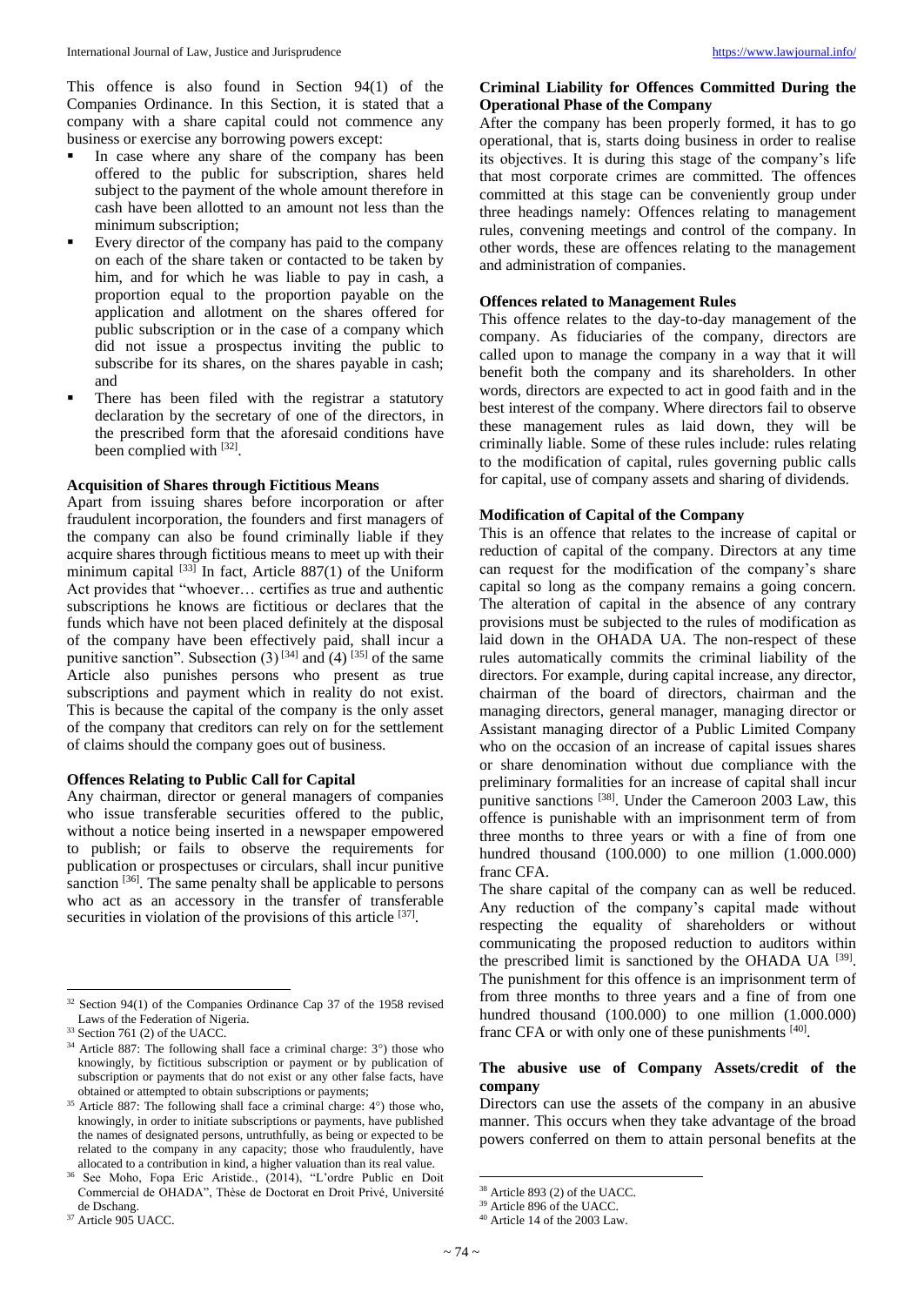This offence is also found in Section 94(1) of the Companies Ordinance. In this Section, it is stated that a company with a share capital could not commence any business or exercise any borrowing powers except:

- In case where any share of the company has been offered to the public for subscription, shares held subject to the payment of the whole amount therefore in cash have been allotted to an amount not less than the minimum subscription;
- Every director of the company has paid to the company on each of the share taken or contacted to be taken by him, and for which he was liable to pay in cash, a proportion equal to the proportion payable on the application and allotment on the shares offered for public subscription or in the case of a company which did not issue a prospectus inviting the public to subscribe for its shares, on the shares payable in cash; and
- There has been filed with the registrar a statutory declaration by the secretary of one of the directors, in the prescribed form that the aforesaid conditions have been complied with [32].

**Acquisition of Shares through Fictitious Means**

Apart from issuing shares before incorporation or after fraudulent incorporation, the founders and first managers of the company can also be found criminally liable if they acquire shares through fictitious means to meet up with their minimum capital [33] In fact, Article 887(1) of the Uniform Act provides that "whoever… certifies as true and authentic subscriptions he knows are fictitious or declares that the funds which have not been placed definitely at the disposal of the company have been effectively paid, shall incur a punitive sanction". Subsection (3) [34] and (4) [35] of the same Article also punishes persons who present as true subscriptions and payment which in reality do not exist. This is because the capital of the company is the only asset of the company that creditors can rely on for the settlement of claims should the company goes out of business.

**Offences Relating to Public Call for Capital**

Any chairman, director or general managers of companies who issue transferable securities offered to the public, without a notice being inserted in a newspaper empowered to publish; or fails to observe the requirements for publication or prospectuses or circulars, shall incur punitive sanction [36]. The same penalty shall be applicable to persons who act as an accessory in the transfer of transferable securities in violation of the provisions of this article [37].

**Criminal Liability for Offences Committed During the Operational Phase of the Company**

After the company has been properly formed, it has to go operational, that is, starts doing business in order to realise its objectives. It is during this stage of the company's life that most corporate crimes are committed. The offences committed at this stage can be conveniently group under three headings namely: Offences relating to management rules, convening meetings and control of the company. In other words, these are offences relating to the management and administration of companies.

**Offences related to Management Rules**

This offence relates to the day-to-day management of the company. As fiduciaries of the company, directors are called upon to manage the company in a way that it will benefit both the company and its shareholders. In other words, directors are expected to act in good faith and in the best interest of the company. Where directors fail to observe these management rules as laid down, they will be criminally liable. Some of these rules include: rules relating to the modification of capital, rules governing public calls for capital, use of company assets and sharing of dividends.

**Modification of Capital of the Company**

This is an offence that relates to the increase of capital or reduction of capital of the company. Directors at any time can request for the modification of the company's share capital so long as the company remains a going concern. The alteration of capital in the absence of any contrary provisions must be subjected to the rules of modification as laid down in the OHADA UA. The non-respect of these rules automatically commits the criminal liability of the directors. For example, during capital increase, any director, chairman of the board of directors, chairman and the managing directors, general manager, managing director or Assistant managing director of a Public Limited Company who on the occasion of an increase of capital issues shares or share denomination without due compliance with the preliminary formalities for an increase of capital shall incur punitive sanctions [38]. Under the Cameroon 2003 Law, this offence is punishable with an imprisonment term of from three months to three years or with a fine of from one hundred thousand (100.000) to one million (1.000.000) franc CFA.

The share capital of the company can as well be reduced. Any reduction of the company's capital made without respecting the equality of shareholders or without communicating the proposed reduction to auditors within the prescribed limit is sanctioned by the OHADA UA [39]. The punishment for this offence is an imprisonment term of from three months to three years and a fine of from one hundred thousand (100.000) to one million (1.000.000) franc CFA or with only one of these punishments [40].

**The abusive use of Company Assets/credit of the company**

Directors can use the assets of the company in an abusive manner. This occurs when they take advantage of the broad powers conferred on them to attain personal benefits at the

---

[32] Section 94(1) of the Companies Ordinance Cap 37 of the 1958 revised Laws of the Federation of Nigeria.

[33] Section 761 (2) of the UACC.

[34] Article 887: The following shall face a criminal charge: 3°) those who knowingly, by fictitious subscription or payment or by publication of subscription or payments that do not exist or any other false facts, have obtained or attempted to obtain subscriptions or payments;

[35] Article 887: The following shall face a criminal charge: 4°) those who, knowingly, in order to initiate subscriptions or payments, have published the names of designated persons, untruthfully, as being or expected to be related to the company in any capacity; those who fraudulently, have allocated to a contribution in kind, a higher valuation than its real value.

[36] See Moho, Fopa Eric Aristide., (2014), "L'ordre Public en Doit Commercial de OHADA", Thèse de Doctorat en Droit Privé, Université de Dschang.

[37] Article 905 UACC.

[38] Article 893 (2) of the UACC.

[39] Article 896 of the UACC.

[40] Article 14 of the 2003 Law.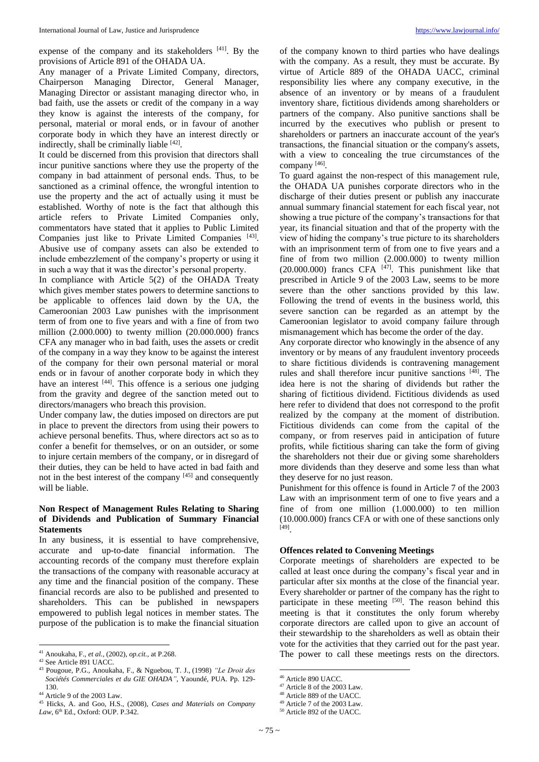expense of the company and its stakeholders [41]. By the provisions of Article 891 of the OHADA UA.

Any manager of a Private Limited Company, directors, Chairperson Managing Director, General Manager, Managing Director or assistant managing director who, in bad faith, use the assets or credit of the company in a way they know is against the interests of the company, for personal, material or moral ends, or in favour of another corporate body in which they have an interest directly or indirectly, shall be criminally liable [42].

It could be discerned from this provision that directors shall incur punitive sanctions where they use the property of the company in bad attainment of personal ends. Thus, to be sanctioned as a criminal offence, the wrongful intention to use the property and the act of actually using it must be established. Worthy of note is the fact that although this article refers to Private Limited Companies only, commentators have stated that it applies to Public Limited Companies just like to Private Limited Companies [43]. Abusive use of company assets can also be extended to include embezzlement of the company's property or using it in such a way that it was the director's personal property.

In compliance with Article 5(2) of the OHADA Treaty which gives member states powers to determine sanctions to be applicable to offences laid down by the UA, the Cameroonian 2003 Law punishes with the imprisonment term of from one to five years and with a fine of from two million (2.000.000) to twenty million (20.000.000) francs CFA any manager who in bad faith, uses the assets or credit of the company in a way they know to be against the interest of the company for their own personal material or moral ends or in favour of another corporate body in which they have an interest [44]. This offence is a serious one judging from the gravity and degree of the sanction meted out to directors/managers who breach this provision.

Under company law, the duties imposed on directors are put in place to prevent the directors from using their powers to achieve personal benefits. Thus, where directors act so as to confer a benefit for themselves, or on an outsider, or some to injure certain members of the company, or in disregard of their duties, they can be held to have acted in bad faith and not in the best interest of the company [45] and consequently will be liable.

### Non Respect of Management Rules Relating to Sharing of Dividends and Publication of Summary Financial Statements

In any business, it is essential to have comprehensive, accurate and up-to-date financial information. The accounting records of the company must therefore explain the transactions of the company with reasonable accuracy at any time and the financial position of the company. These financial records are also to be published and presented to shareholders. This can be published in newspapers empowered to publish legal notices in member states. The purpose of the publication is to make the financial situation of the company known to third parties who have dealings with the company. As a result, they must be accurate. By virtue of Article 889 of the OHADA UACC, criminal responsibility lies where any company executive, in the absence of an inventory or by means of a fraudulent inventory share, fictitious dividends among shareholders or partners of the company. Also punitive sanctions shall be incurred by the executives who publish or present to shareholders or partners an inaccurate account of the year's transactions, the financial situation or the company's assets, with a view to concealing the true circumstances of the company [46].

To guard against the non-respect of this management rule, the OHADA UA punishes corporate directors who in the discharge of their duties present or publish any inaccurate annual summary financial statement for each fiscal year, not showing a true picture of the company's transactions for that year, its financial situation and that of the property with the view of hiding the company's true picture to its shareholders with an imprisonment term of from one to five years and a fine of from two million (2.000.000) to twenty million (20.000.000) francs CFA [47]. This punishment like that prescribed in Article 9 of the 2003 Law, seems to be more severe than the other sanctions provided by this law. Following the trend of events in the business world, this severe sanction can be regarded as an attempt by the Cameroonian legislator to avoid company failure through mismanagement which has become the order of the day.

Any corporate director who knowingly in the absence of any inventory or by means of any fraudulent inventory proceeds to share fictitious dividends is contravening management rules and shall therefore incur punitive sanctions [48]. The idea here is not the sharing of dividends but rather the sharing of fictitious dividend. Fictitious dividends as used here refer to dividend that does not correspond to the profit realized by the company at the moment of distribution. Fictitious dividends can come from the capital of the company, or from reserves paid in anticipation of future profits, while fictitious sharing can take the form of giving the shareholders not their due or giving some shareholders more dividends than they deserve and some less than what they deserve for no just reason.

Punishment for this offence is found in Article 7 of the 2003 Law with an imprisonment term of one to five years and a fine of from one million (1.000.000) to ten million (10.000.000) francs CFA or with one of these sanctions only [49].

### Offences related to Convening Meetings

Corporate meetings of shareholders are expected to be called at least once during the company's fiscal year and in particular after six months at the close of the financial year. Every shareholder or partner of the company has the right to participate in these meeting [50]. The reason behind this meeting is that it constitutes the only forum whereby corporate directors are called upon to give an account of their stewardship to the shareholders as well as obtain their vote for the activities that they carried out for the past year. The power to call these meetings rests on the directors.

---

[41] Anoukaha, F., *et al.*, (2002), *op.cit.*, at P.268.

[42] See Article 891 UACC.

[43] Pougoue, P.G., Anoukaha, F., & Nguebou, T. J., (1998) *"Le Droit des Sociétés Commerciales et du GIE OHADA"*, Yaoundé, PUA. Pp. 129-130.

[44] Article 9 of the 2003 Law.

[45] Hicks, A. and Goo, H.S., (2008), *Cases and Materials on Company Law*, 6th Ed., Oxford: OUP. P.342.

[46] Article 890 UACC.

[47] Article 8 of the 2003 Law.

[48] Article 889 of the UACC.

[49] Article 7 of the 2003 Law.

[50] Article 892 of the UACC.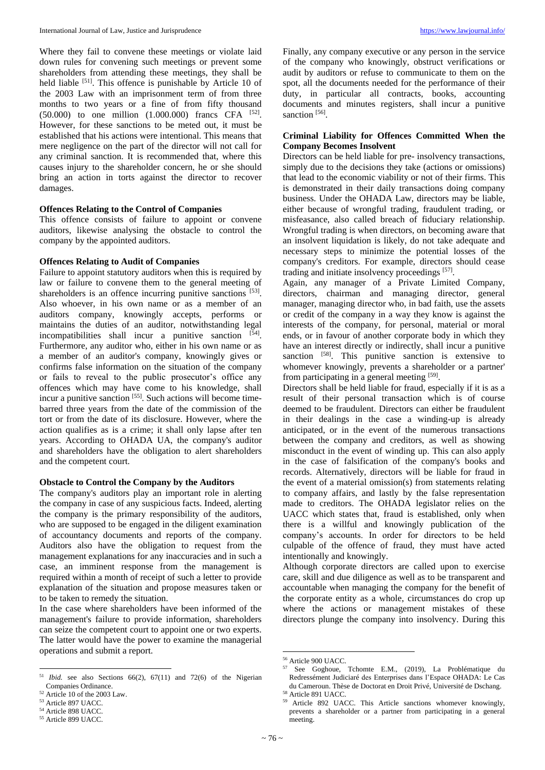Where they fail to convene these meetings or violate laid down rules for convening such meetings or prevent some shareholders from attending these meetings, they shall be held liable [51]. This offence is punishable by Article 10 of the 2003 Law with an imprisonment term of from three months to two years or a fine of from fifty thousand (50.000) to one million (1.000.000) francs CFA [52]. However, for these sanctions to be meted out, it must be established that his actions were intentional. This means that mere negligence on the part of the director will not call for any criminal sanction. It is recommended that, where this causes injury to the shareholder concern, he or she should bring an action in torts against the director to recover damages.

**Offences Relating to the Control of Companies**

This offence consists of failure to appoint or convene auditors, likewise analysing the obstacle to control the company by the appointed auditors.

**Offences Relating to Audit of Companies**

Failure to appoint statutory auditors when this is required by law or failure to convene them to the general meeting of shareholders is an offence incurring punitive sanctions [53]. Also whoever, in his own name or as a member of an auditors company, knowingly accepts, performs or maintains the duties of an auditor, notwithstanding legal incompatibilities shall incur a punitive sanction [54]. Furthermore, any auditor who, either in his own name or as a member of an auditor's company, knowingly gives or confirms false information on the situation of the company or fails to reveal to the public prosecutor's office any offences which may have come to his knowledge, shall incur a punitive sanction [55]. Such actions will become time-barred three years from the date of the commission of the tort or from the date of its disclosure. However, where the action qualifies as is a crime; it shall only lapse after ten years. According to OHADA UA, the company's auditor and shareholders have the obligation to alert shareholders and the competent court.

**Obstacle to Control the Company by the Auditors**

The company's auditors play an important role in alerting the company in case of any suspicious facts. Indeed, alerting the company is the primary responsibility of the auditors, who are supposed to be engaged in the diligent examination of accountancy documents and reports of the company. Auditors also have the obligation to request from the management explanations for any inaccuracies and in such a case, an imminent response from the management is required within a month of receipt of such a letter to provide explanation of the situation and propose measures taken or to be taken to remedy the situation.

In the case where shareholders have been informed of the management's failure to provide information, shareholders can seize the competent court to appoint one or two experts. The latter would have the power to examine the managerial operations and submit a report.

Finally, any company executive or any person in the service of the company who knowingly, obstruct verifications or audit by auditors or refuse to communicate to them on the spot, all the documents needed for the performance of their duty, in particular all contracts, books, accounting documents and minutes registers, shall incur a punitive sanction [56].

**Criminal Liability for Offences Committed When the Company Becomes Insolvent**

Directors can be held liable for pre- insolvency transactions, simply due to the decisions they take (actions or omissions) that lead to the economic viability or not of their firms. This is demonstrated in their daily transactions doing company business. Under the OHADA Law, directors may be liable, either because of wrongful trading, fraudulent trading, or misfeasance, also called breach of fiduciary relationship. Wrongful trading is when directors, on becoming aware that an insolvent liquidation is likely, do not take adequate and necessary steps to minimize the potential losses of the company's creditors. For example, directors should cease trading and initiate insolvency proceedings [57].

Again, any manager of a Private Limited Company, directors, chairman and managing director, general manager, managing director who, in bad faith, use the assets or credit of the company in a way they know is against the interests of the company, for personal, material or moral ends, or in favour of another corporate body in which they have an interest directly or indirectly, shall incur a punitive sanction [58]. This punitive sanction is extensive to whomever knowingly, prevents a shareholder or a partner' from participating in a general meeting [59].

Directors shall be held liable for fraud, especially if it is as a result of their personal transaction which is of course deemed to be fraudulent. Directors can either be fraudulent in their dealings in the case a winding-up is already anticipated, or in the event of the numerous transactions between the company and creditors, as well as showing misconduct in the event of winding up. This can also apply in the case of falsification of the company's books and records. Alternatively, directors will be liable for fraud in the event of a material omission(s) from statements relating to company affairs, and lastly by the false representation made to creditors. The OHADA legislator relies on the UACC which states that, fraud is established, only when there is a willful and knowingly publication of the company's accounts. In order for directors to be held culpable of the offence of fraud, they must have acted intentionally and knowingly.

Although corporate directors are called upon to exercise care, skill and due diligence as well as to be transparent and accountable when managing the company for the benefit of the corporate entity as a whole, circumstances do crop up where the actions or management mistakes of these directors plunge the company into insolvency. During this

---

[51] *Ibid.* see also Sections 66(2), 67(11) and 72(6) of the Nigerian Companies Ordinance.

[52] Article 10 of the 2003 Law.

[53] Article 897 UACC.

[54] Article 898 UACC.

[55] Article 899 UACC.

[56] Article 900 UACC.

[57] See Goghoue, Tchomte E.M., (2019), La Problématique du Redressément Judiciaré des Enterprises dans l'Espace OHADA: Le Cas du Cameroun. Thèse de Doctorat en Droit Privé, Université de Dschang.

[58] Article 891 UACC.

[59] Article 892 UACC. This Article sanctions whomever knowingly, prevents a shareholder or a partner from participating in a general meeting.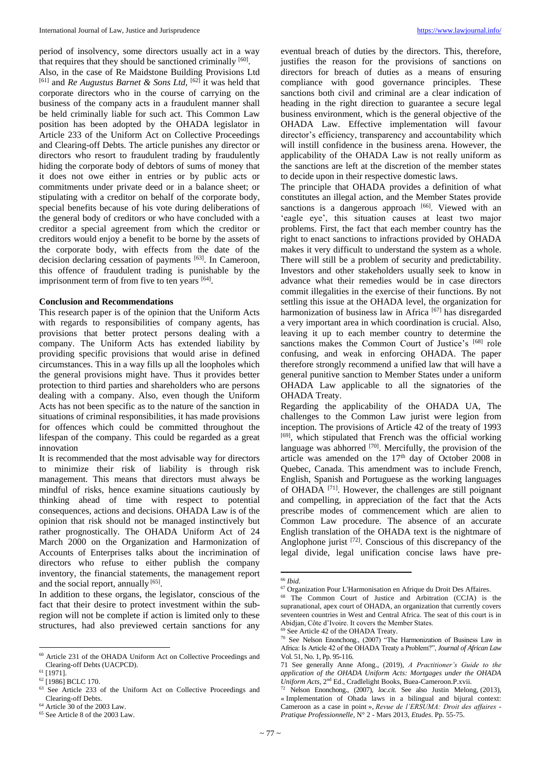period of insolvency, some directors usually act in a way that requires that they should be sanctioned criminally [60].

Also, in the case of Re Maidstone Building Provisions Ltd [61] and *Re Augustus Barnet & Sons Ltd*, [62] it was held that corporate directors who in the course of carrying on the business of the company acts in a fraudulent manner shall be held criminally liable for such act. This Common Law position has been adopted by the OHADA legislator in Article 233 of the Uniform Act on Collective Proceedings and Clearing-off Debts. The article punishes any director or directors who resort to fraudulent trading by fraudulently hiding the corporate body of debtors of sums of money that it does not owe either in entries or by public acts or commitments under private deed or in a balance sheet; or stipulating with a creditor on behalf of the corporate body, special benefits because of his vote during deliberations of the general body of creditors or who have concluded with a creditor a special agreement from which the creditor or creditors would enjoy a benefit to be borne by the assets of the corporate body, with effects from the date of the decision declaring cessation of payments [63]. In Cameroon, this offence of fraudulent trading is punishable by the imprisonment term of from five to ten years [64].

## Conclusion and Recommendations

This research paper is of the opinion that the Uniform Acts with regards to responsibilities of company agents, has provisions that better protect persons dealing with a company. The Uniform Acts has extended liability by providing specific provisions that would arise in defined circumstances. This in a way fills up all the loopholes which the general provisions might have. Thus it provides better protection to third parties and shareholders who are persons dealing with a company. Also, even though the Uniform Acts has not been specific as to the nature of the sanction in situations of criminal responsibilities, it has made provisions for offences which could be committed throughout the lifespan of the company. This could be regarded as a great innovation

It is recommended that the most advisable way for directors to minimize their risk of liability is through risk management. This means that directors must always be mindful of risks, hence examine situations cautiously by thinking ahead of time with respect to potential consequences, actions and decisions. OHADA Law is of the opinion that risk should not be managed instinctively but rather prognostically. The OHADA Uniform Act of 24 March 2000 on the Organization and Harmonization of Accounts of Enterprises talks about the incrimination of directors who refuse to either publish the company inventory, the financial statements, the management report and the social report, annually [65].

In addition to these organs, the legislator, conscious of the fact that their desire to protect investment within the sub-region will not be complete if action is limited only to these structures, had also previewed certain sanctions for any eventual breach of duties by the directors. This, therefore, justifies the reason for the provisions of sanctions on directors for breach of duties as a means of ensuring compliance with good governance principles. These sanctions both civil and criminal are a clear indication of heading in the right direction to guarantee a secure legal business environment, which is the general objective of the OHADA Law. Effective implementation will favour director's efficiency, transparency and accountability which will instill confidence in the business arena. However, the applicability of the OHADA Law is not really uniform as the sanctions are left at the discretion of the member states to decide upon in their respective domestic laws.

The principle that OHADA provides a definition of what constitutes an illegal action, and the Member States provide sanctions is a dangerous approach [66]. Viewed with an 'eagle eye', this situation causes at least two major problems. First, the fact that each member country has the right to enact sanctions to infractions provided by OHADA makes it very difficult to understand the system as a whole. There will still be a problem of security and predictability. Investors and other stakeholders usually seek to know in advance what their remedies would be in case directors commit illegalities in the exercise of their functions. By not settling this issue at the OHADA level, the organization for harmonization of business law in Africa [67] has disregarded a very important area in which coordination is crucial. Also, leaving it up to each member country to determine the sanctions makes the Common Court of Justice's [68] role confusing, and weak in enforcing OHADA. The paper therefore strongly recommend a unified law that will have a general punitive sanction to Member States under a uniform OHADA Law applicable to all the signatories of the OHADA Treaty.

Regarding the applicability of the OHADA UA, The challenges to the Common Law jurist were legion from inception. The provisions of Article 42 of the treaty of 1993 [69], which stipulated that French was the official working language was abhorred [70]. Mercifully, the provision of the article was amended on the 17th day of October 2008 in Quebec, Canada. This amendment was to include French, English, Spanish and Portuguese as the working languages of OHADA [71]. However, the challenges are still poignant and compelling, in appreciation of the fact that the Acts prescribe modes of commencement which are alien to Common Law procedure. The absence of an accurate English translation of the OHADA text is the nightmare of Anglophone jurist [72]. Conscious of this discrepancy of the legal divide, legal unification concise laws have pre-

---

[60] Article 231 of the OHADA Uniform Act on Collective Proceedings and Clearing-off Debts (UACPCD).

[61] [1971].

[62] [1986] BCLC 170.

[63] See Article 233 of the Uniform Act on Collective Proceedings and Clearing-off Debts.

[64] Article 30 of the 2003 Law.

[65] See Article 8 of the 2003 Law.

[66] *Ibid*.

[67] Organization Pour L'Harmonisation en Afrique du Droit Des Affaires.

[68] The Common Court of Justice and Arbitration (CCJA) is the supranational, apex court of OHADA, an organization that currently covers seventeen countries in West and Central Africa. The seat of this court is in Abidjan, Côte d'Ivoire. It covers the Member States.

[69] See Article 42 of the OHADA Treaty.

[70] See Nelson Enonchong., (2007) "The Harmonization of Business Law in Africa: Is Article 42 of the OHADA Treaty a Problem?", *Journal of African Law* Vol. 51, No. 1, Pp. 95-116.

[71] See generally Anne Afong., (2019), *A Practitioner's Guide to the application of the OHADA Uniform Acts: Mortgages under the OHADA Uniform Acts*, 2nd Ed., Cradlelight Books, Buea-Cameroon.P.xvii.

[72] Nelson Enonchong., (2007), *loc.cit.* See also Justin Melong, (2013), « Implementation of Ohada laws in a bilingual and bijural context: Cameroon as a case in point », *Revue de l'ERSUMA: Droit des affaires - Pratique Professionnelle*, N° 2 - Mars 2013, *Etudes*. Pp. 55-75.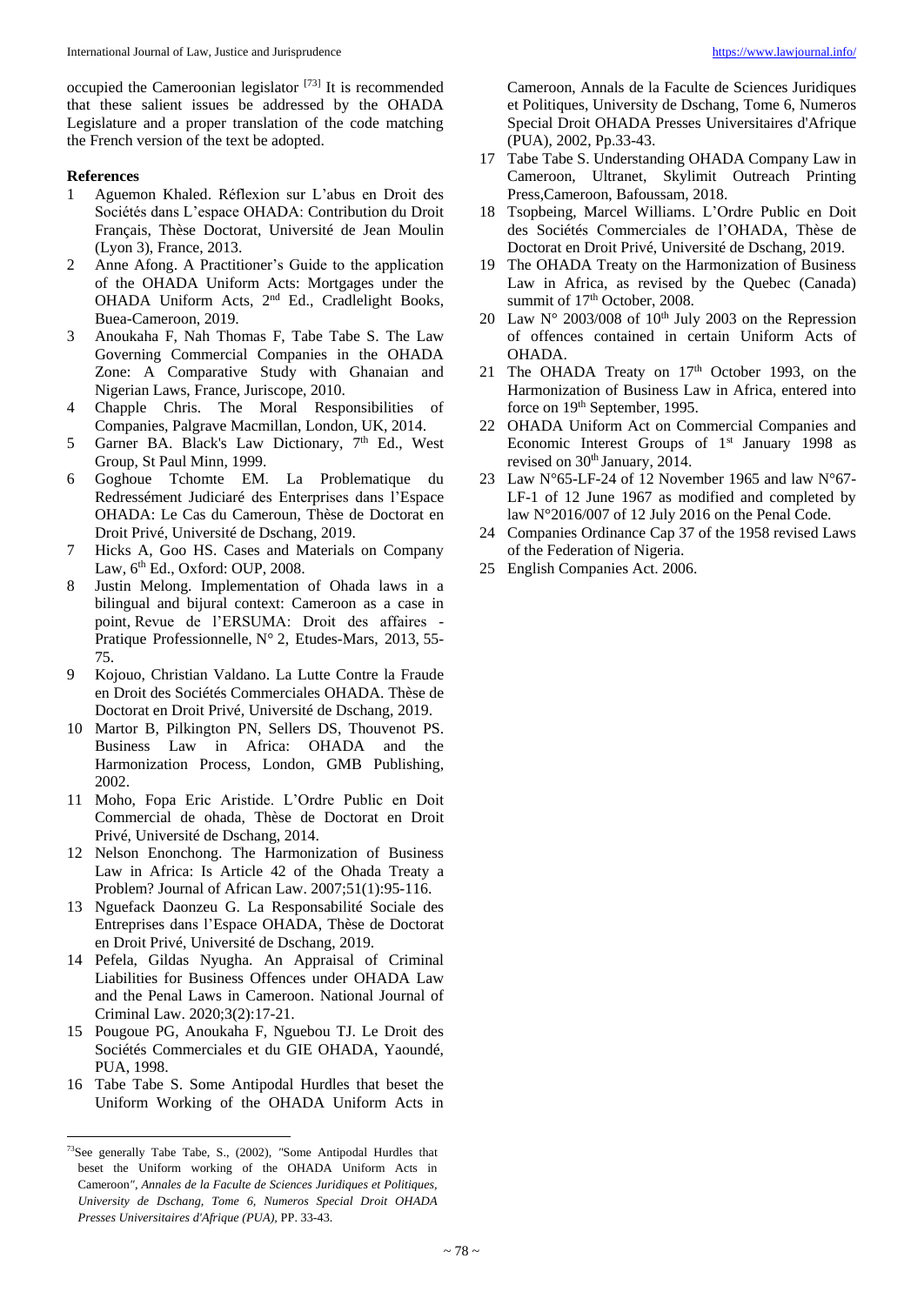occupied the Cameroonian legislator [73] It is recommended that these salient issues be addressed by the OHADA Legislature and a proper translation of the code matching the French version of the text be adopted.

## References

1. Aguemon Khaled. Réflexion sur L'abus en Droit des Sociétés dans L'espace OHADA: Contribution du Droit Français, Thèse Doctorat, Université de Jean Moulin (Lyon 3), France, 2013.
2. Anne Afong. A Practitioner's Guide to the application of the OHADA Uniform Acts: Mortgages under the OHADA Uniform Acts, 2nd Ed., Cradlelight Books, Buea-Cameroon, 2019.
3. Anoukaha F, Nah Thomas F, Tabe Tabe S. The Law Governing Commercial Companies in the OHADA Zone: A Comparative Study with Ghanaian and Nigerian Laws, France, Juriscope, 2010.
4. Chapple Chris. The Moral Responsibilities of Companies, Palgrave Macmillan, London, UK, 2014.
5. Garner BA. Black's Law Dictionary, 7th Ed., West Group, St Paul Minn, 1999.
6. Goghoue Tchomte EM. La Problematique du Redressément Judiciaré des Enterprises dans l'Espace OHADA: Le Cas du Cameroun, Thèse de Doctorat en Droit Privé, Université de Dschang, 2019.
7. Hicks A, Goo HS. Cases and Materials on Company Law, 6th Ed., Oxford: OUP, 2008.
8. Justin Melong. Implementation of Ohada laws in a bilingual and bijural context: Cameroon as a case in point, Revue de l'ERSUMA: Droit des affaires - Pratique Professionnelle, N° 2, Etudes-Mars, 2013, 55-75.
9. Kojouo, Christian Valdano. La Lutte Contre la Fraude en Droit des Sociétés Commerciales OHADA. Thèse de Doctorat en Droit Privé, Université de Dschang, 2019.
10. Martor B, Pilkington PN, Sellers DS, Thouvenot PS. Business Law in Africa: OHADA and the Harmonization Process, London, GMB Publishing, 2002.
11. Moho, Fopa Eric Aristide. L'Ordre Public en Doit Commercial de ohada, Thèse de Doctorat en Droit Privé, Université de Dschang, 2014.
12. Nelson Enonchong. The Harmonization of Business Law in Africa: Is Article 42 of the Ohada Treaty a Problem? Journal of African Law. 2007;51(1):95-116.
13. Nguefack Daonzeu G. La Responsabilité Sociale des Entreprises dans l'Espace OHADA, Thèse de Doctorat en Droit Privé, Université de Dschang, 2019.
14. Pefela, Gildas Nyugha. An Appraisal of Criminal Liabilities for Business Offences under OHADA Law and the Penal Laws in Cameroon. National Journal of Criminal Law. 2020;3(2):17-21.
15. Pougoue PG, Anoukaha F, Nguebou TJ. Le Droit des Sociétés Commerciales et du GIE OHADA, Yaoundé, PUA, 1998.
16. Tabe Tabe S. Some Antipodal Hurdles that beset the Uniform Working of the OHADA Uniform Acts in Cameroon, Annals de la Faculte de Sciences Juridiques et Politiques, University de Dschang, Tome 6, Numeros Special Droit OHADA Presses Universitaires d'Afrique (PUA), 2002, Pp.33-43.
17. Tabe Tabe S. Understanding OHADA Company Law in Cameroon, Ultranet, Skylimit Outreach Printing Press,Cameroon, Bafoussam, 2018.
18. Tsopbeing, Marcel Williams. L'Ordre Public en Doit des Sociétés Commerciales de l'OHADA, Thèse de Doctorat en Droit Privé, Université de Dschang, 2019.
19. The OHADA Treaty on the Harmonization of Business Law in Africa, as revised by the Quebec (Canada) summit of 17th October, 2008.
20. Law N° 2003/008 of 10th July 2003 on the Repression of offences contained in certain Uniform Acts of OHADA.
21. The OHADA Treaty on 17th October 1993, on the Harmonization of Business Law in Africa, entered into force on 19th September, 1995.
22. OHADA Uniform Act on Commercial Companies and Economic Interest Groups of 1st January 1998 as revised on 30th January, 2014.
23. Law N°65-LF-24 of 12 November 1965 and law N°67-LF-1 of 12 June 1967 as modified and completed by law N°2016/007 of 12 July 2016 on the Penal Code.
24. Companies Ordinance Cap 37 of the 1958 revised Laws of the Federation of Nigeria.
25. English Companies Act. 2006.

[73] See generally Tabe Tabe, S., (2002), "Some Antipodal Hurdles that beset the Uniform working of the OHADA Uniform Acts in Cameroon", *Annales de la Faculte de Sciences Juridiques et Politiques, University de Dschang, Tome 6, Numeros Special Droit OHADA Presses Universitaires d'Afrique (PUA)*, PP. 33-43.